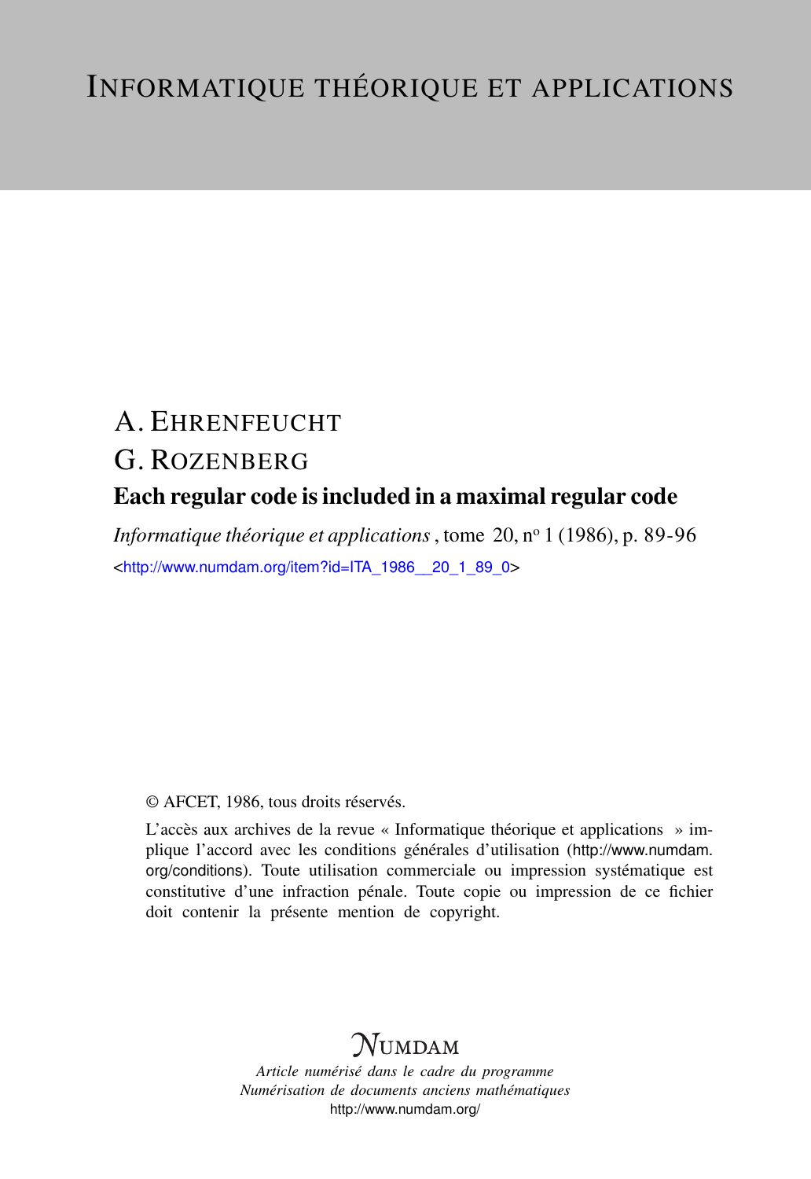# INFORMATIQUE THÉORIQUE ET APPLICATIONS

A. EHRENFEUCHT

G. ROZENBERG

## Each regular code is included in a maximal regular code

*Informatique théorique et applications*, tome 20, n° 1 (1986), p. 89-96

<http://www.numdam.org/item?id=ITA_1986__20_1_89_0>

© AFCET, 1986, tous droits réservés.

L'accès aux archives de la revue « Informatique théorique et applications » implique l'accord avec les conditions générales d'utilisation (http://www.numdam.org/conditions). Toute utilisation commerciale ou impression systématique est constitutive d'une infraction pénale. Toute copie ou impression de ce fichier doit contenir la présente mention de copyright.

NUMDAM

*Article numérisé dans le cadre du programme*
*Numérisation de documents anciens mathématiques*
http://www.numdam.org/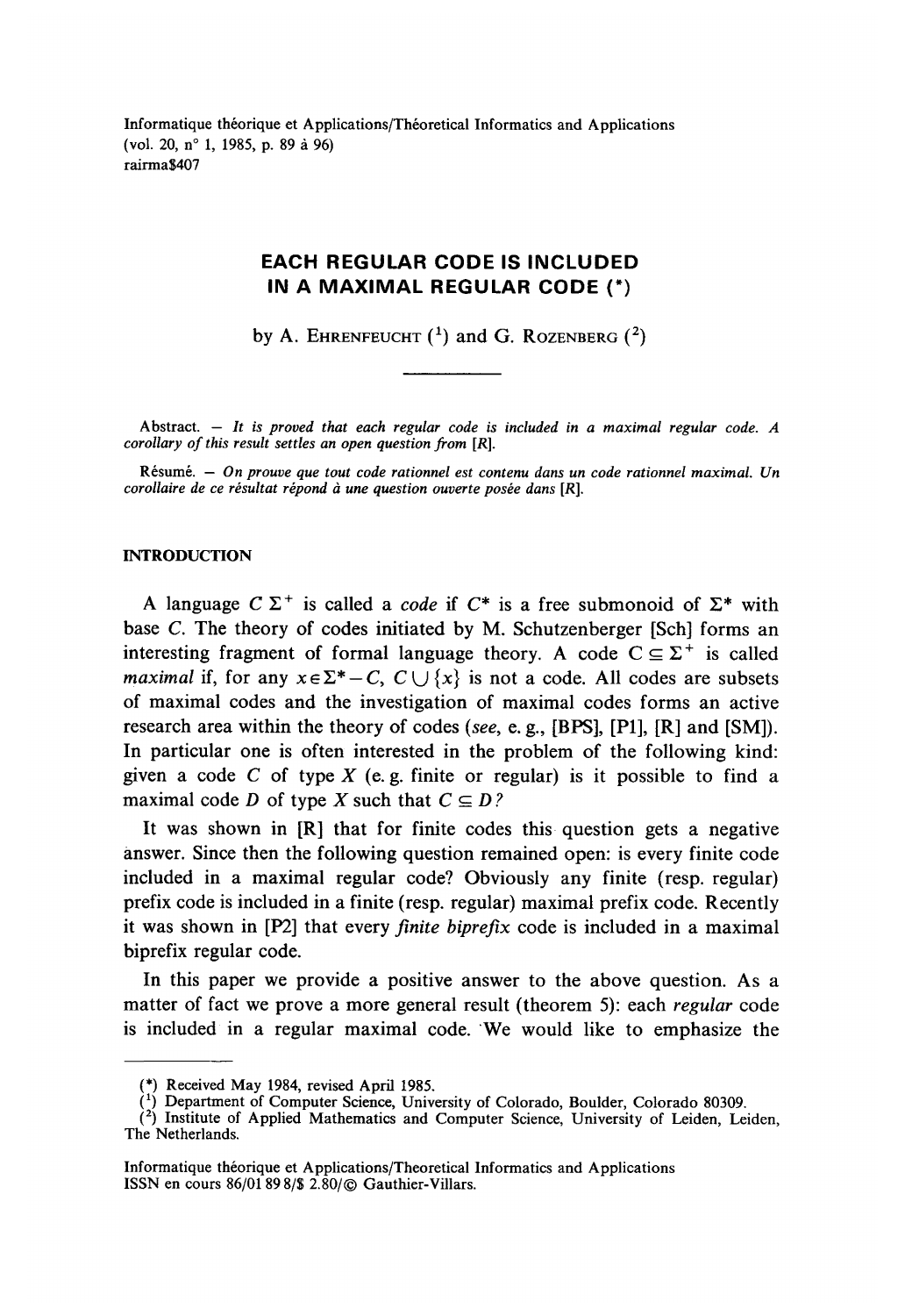Informatique théorique et Applications/Theoretical Informatics and Applications
(vol. 20, n° 1, 1985, p. 89 à 96)
rairma$407

# EACH REGULAR CODE IS INCLUDED IN A MAXIMAL REGULAR CODE (*)

by A. Ehrenfeucht ([1]) and G. Rozenberg ([2])

Abstract. — *It is proved that each regular code is included in a maximal regular code. A corollary of this result settles an open question from [R].*

Résumé. — *On prouve que tout code rationnel est contenu dans un code rationnel maximal. Un corollaire de ce résultat répond à une question ouverte posée dans [R].*

## INTRODUCTION

A language $C\,\Sigma^+$ is called a *code* if $C^*$ is a free submonoid of $\Sigma^*$ with base $C$. The theory of codes initiated by M. Schutzenberger [Sch] forms an interesting fragment of formal language theory. A code $C \subseteq \Sigma^+$ is called *maximal* if, for any $x \in \Sigma^* - C$, $C \cup \{x\}$ is not a code. All codes are subsets of maximal codes and the investigation of maximal codes forms an active research area within the theory of codes (*see*, e. g., [BPS], [P1], [R] and [SM]). In particular one is often interested in the problem of the following kind: given a code $C$ of type $X$ (e. g. finite or regular) is it possible to find a maximal code $D$ of type $X$ such that $C \subseteq D$?

It was shown in [R] that for finite codes this question gets a negative answer. Since then the following question remained open: is every finite code included in a maximal regular code? Obviously any finite (resp. regular) prefix code is included in a finite (resp. regular) maximal prefix code. Recently it was shown in [P2] that every *finite biprefix* code is included in a maximal biprefix regular code.

In this paper we provide a positive answer to the above question. As a matter of fact we prove a more general result (theorem 5): each *regular* code is included in a regular maximal code. We would like to emphasize the

(*) Received May 1984, revised April 1985.

([1]) Department of Computer Science, University of Colorado, Boulder, Colorado 80309.

([2]) Institute of Applied Mathematics and Computer Science, University of Leiden, Leiden, The Netherlands.

Informatique théorique et Applications/Theoretical Informatics and Applications
ISSN en cours 86/01 89 8/$ 2.80/© Gauthier-Villars.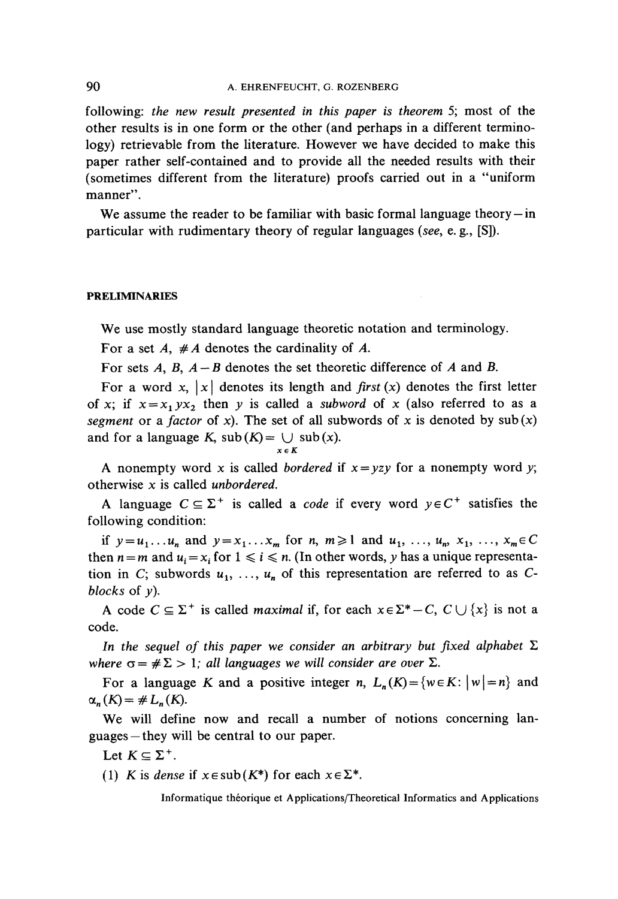following: *the new result presented in this paper is theorem* 5; most of the other results is in one form or the other (and perhaps in a different terminology) retrievable from the literature. However we have decided to make this paper rather self-contained and to provide all the needed results with their (sometimes different from the literature) proofs carried out in a "uniform manner".

We assume the reader to be familiar with basic formal language theory—in particular with rudimentary theory of regular languages (*see*, e. g., [S]).

## PRELIMINARIES

We use mostly standard language theoretic notation and terminology.

For a set $A$, $\# A$ denotes the cardinality of $A$.

For sets $A$, $B$, $A-B$ denotes the set theoretic difference of $A$ and $B$.

For a word $x$, $|x|$ denotes its length and *first* $(x)$ denotes the first letter of $x$; if $x=x_1 y x_2$ then $y$ is called a *subword* of $x$ (also referred to as a *segment* or a *factor* of $x$). The set of all subwords of $x$ is denoted by $\mathrm{sub}(x)$ and for a language $K$, $\mathrm{sub}(K)=\bigcup_{x \in K} \mathrm{sub}(x)$.

A nonempty word $x$ is called *bordered* if $x=yzy$ for a nonempty word $y$; otherwise $x$ is called *unbordered*.

A language $C \subseteq \Sigma^+$ is called a *code* if every word $y \in C^+$ satisfies the following condition:

if $y=u_1 \ldots u_n$ and $y=x_1 \ldots x_m$ for $n, m \geqslant 1$ and $u_1, \ldots, u_n, x_1, \ldots, x_m \in C$ then $n=m$ and $u_i=x_i$ for $1 \leqslant i \leqslant n$. (In other words, $y$ has a unique representation in $C$; subwords $u_1, \ldots, u_n$ of this representation are referred to as $C$-*blocks* of $y$).

A code $C \subseteq \Sigma^+$ is called *maximal* if, for each $x \in \Sigma^* - C$, $C \cup \{x\}$ is not a code.

*In the sequel of this paper we consider an arbitrary but fixed alphabet* $\Sigma$ *where* $\sigma=\# \Sigma > 1$; *all languages we will consider are over* $\Sigma$.

For a language $K$ and a positive integer $n$, $L_n(K)=\{w \in K \colon |w|=n\}$ and $\alpha_n(K)=\# L_n(K)$.

We will define now and recall a number of notions concerning languages—they will be central to our paper.

Let $K \subseteq \Sigma^+$.

(1) $K$ is *dense* if $x \in \mathrm{sub}(K^*)$ for each $x \in \Sigma^*$.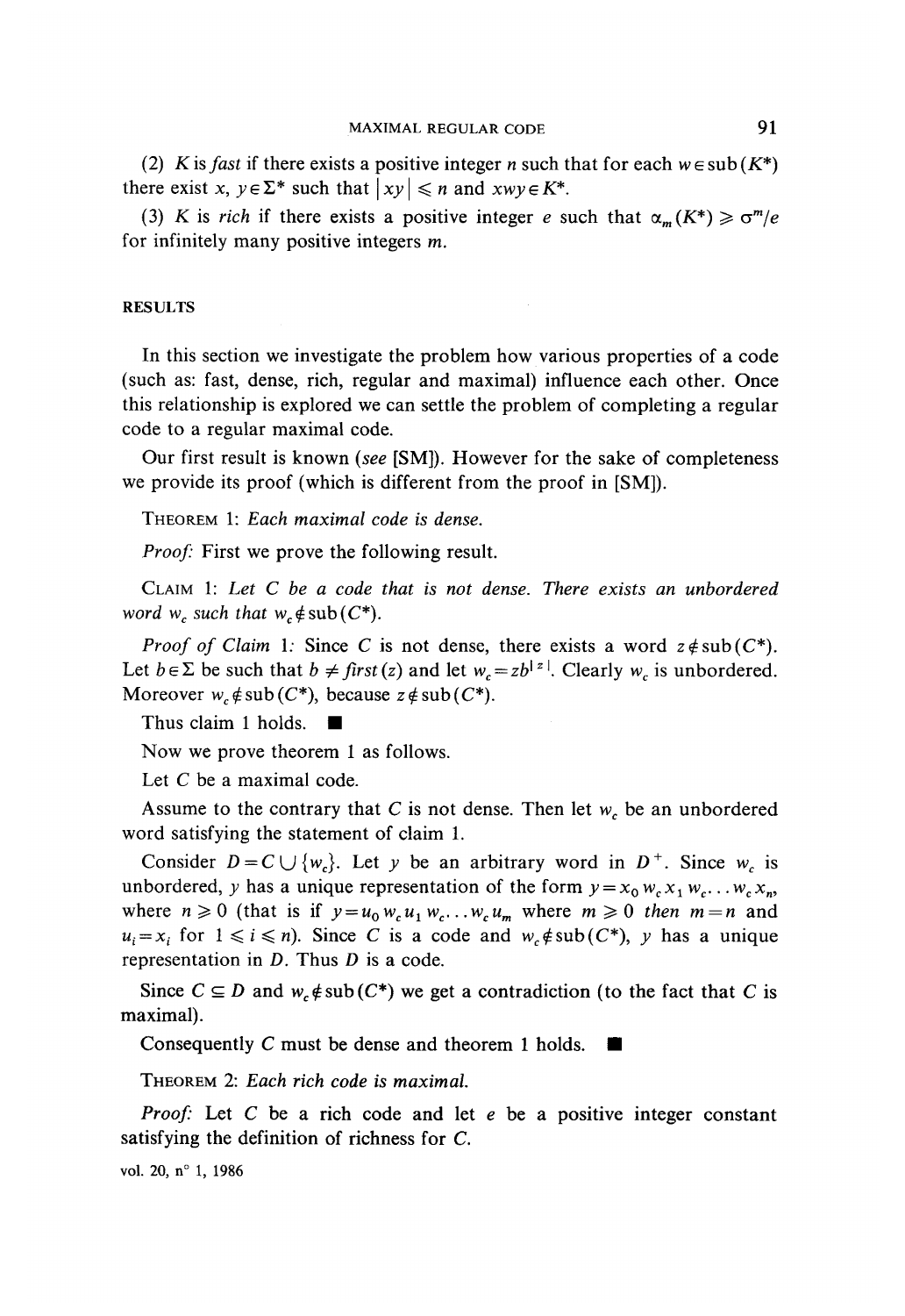(2) $K$ is *fast* if there exists a positive integer $n$ such that for each $w \in \text{sub}(K^*)$ there exist $x, y \in \Sigma^*$ such that $|xy| \leqslant n$ and $xwy \in K^*$.

(3) $K$ is *rich* if there exists a positive integer $e$ such that $\alpha_m(K^*) \geqslant \sigma^m/e$ for infinitely many positive integers $m$.

## RESULTS

In this section we investigate the problem how various properties of a code (such as: fast, dense, rich, regular and maximal) influence each other. Once this relationship is explored we can settle the problem of completing a regular code to a regular maximal code.

Our first result is known (*see* [SM]). However for the sake of completeness we provide its proof (which is different from the proof in [SM]).

THEOREM 1: *Each maximal code is dense.*

*Proof:* First we prove the following result.

CLAIM 1: *Let $C$ be a code that is not dense. There exists an unbordered word $w_c$ such that $w_c \notin \text{sub}(C^*)$.*

*Proof of Claim* 1: Since $C$ is not dense, there exists a word $z \notin \text{sub}(C^*)$. Let $b \in \Sigma$ be such that $b \neq \mathit{first}(z)$ and let $w_c = zb^{|z|}$. Clearly $w_c$ is unbordered. Moreover $w_c \notin \text{sub}(C^*)$, because $z \notin \text{sub}(C^*)$.

Thus claim 1 holds. ■

Now we prove theorem 1 as follows.

Let $C$ be a maximal code.

Assume to the contrary that $C$ is not dense. Then let $w_c$ be an unbordered word satisfying the statement of claim 1.

Consider $D = C \cup \{w_c\}$. Let $y$ be an arbitrary word in $D^+$. Since $w_c$ is unbordered, $y$ has a unique representation of the form $y = x_0 w_c x_1 w_c \ldots w_c x_n$, where $n \geqslant 0$ (that is if $y = u_0 w_c u_1 w_c \ldots w_c u_m$ where $m \geqslant 0$ *then* $m = n$ and $u_i = x_i$ for $1 \leqslant i \leqslant n$). Since $C$ is a code and $w_c \notin \text{sub}(C^*)$, $y$ has a unique representation in $D$. Thus $D$ is a code.

Since $C \subseteq D$ and $w_c \notin \text{sub}(C^*)$ we get a contradiction (to the fact that $C$ is maximal).

Consequently $C$ must be dense and theorem 1 holds. ■

THEOREM 2: *Each rich code is maximal.*

*Proof:* Let $C$ be a rich code and let $e$ be a positive integer constant satisfying the definition of richness for $C$.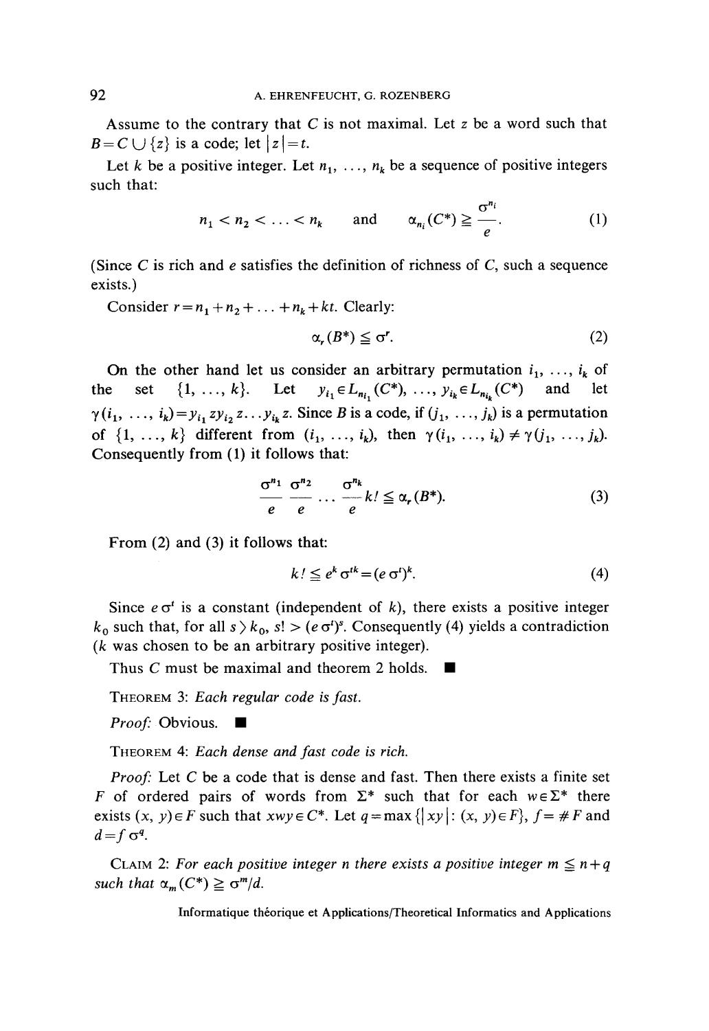Assume to the contrary that $C$ is not maximal. Let $z$ be a word such that $B=C \cup \{z\}$ is a code; let $|z|=t$.

Let $k$ be a positive integer. Let $n_1, \ldots, n_k$ be a sequence of positive integers such that:

$$n_1 < n_2 < \ldots < n_k \quad \text{and} \quad \alpha_{n_i}(C^*) \geqq \frac{\sigma^{n_i}}{e}. \tag{1}$$

(Since $C$ is rich and $e$ satisfies the definition of richness of $C$, such a sequence exists.)

Consider $r=n_1+n_2+\ldots+n_k+kt$. Clearly:

$$\alpha_r(B^*) \leqq \sigma^r. \tag{2}$$

On the other hand let us consider an arbitrary permutation $i_1, \ldots, i_k$ of the set $\{1, \ldots, k\}$. Let $y_{i_1} \in L_{n_{i_1}}(C^*), \ldots, y_{i_k} \in L_{n_{i_k}}(C^*)$ and let $\gamma(i_1, \ldots, i_k)=y_{i_1} z y_{i_2} z \ldots y_{i_k} z$. Since $B$ is a code, if $(j_1, \ldots, j_k)$ is a permutation of $\{1, \ldots, k\}$ different from $(i_1, \ldots, i_k)$, then $\gamma(i_1, \ldots, i_k) \neq \gamma(j_1, \ldots, j_k)$. Consequently from (1) it follows that:

$$\frac{\sigma^{n_1}}{e} \frac{\sigma^{n_2}}{e} \ldots \frac{\sigma^{n_k}}{e} k! \leqq \alpha_r(B^*). \tag{3}$$

From (2) and (3) it follows that:

$$k! \leqq e^k \sigma^{tk} = (e\sigma^t)^k. \tag{4}$$

Since $e\sigma^t$ is a constant (independent of $k$), there exists a positive integer $k_0$ such that, for all $s > k_0$, $s! > (e\sigma^t)^s$. Consequently (4) yields a contradiction ($k$ was chosen to be an arbitrary positive integer).

Thus $C$ must be maximal and theorem 2 holds. ■

THEOREM 3: *Each regular code is fast.*

*Proof:* Obvious. ■

THEOREM 4: *Each dense and fast code is rich.*

*Proof:* Let $C$ be a code that is dense and fast. Then there exists a finite set $F$ of ordered pairs of words from $\Sigma^*$ such that for each $w \in \Sigma^*$ there exists $(x, y) \in F$ such that $xwy \in C^*$. Let $q=\max\{|xy| : (x, y) \in F\}$, $f=\# F$ and $d=f\sigma^q$.

CLAIM 2: *For each positive integer $n$ there exists a positive integer $m \leqq n+q$ such that $\alpha_m(C^*) \geqq \sigma^m/d$.*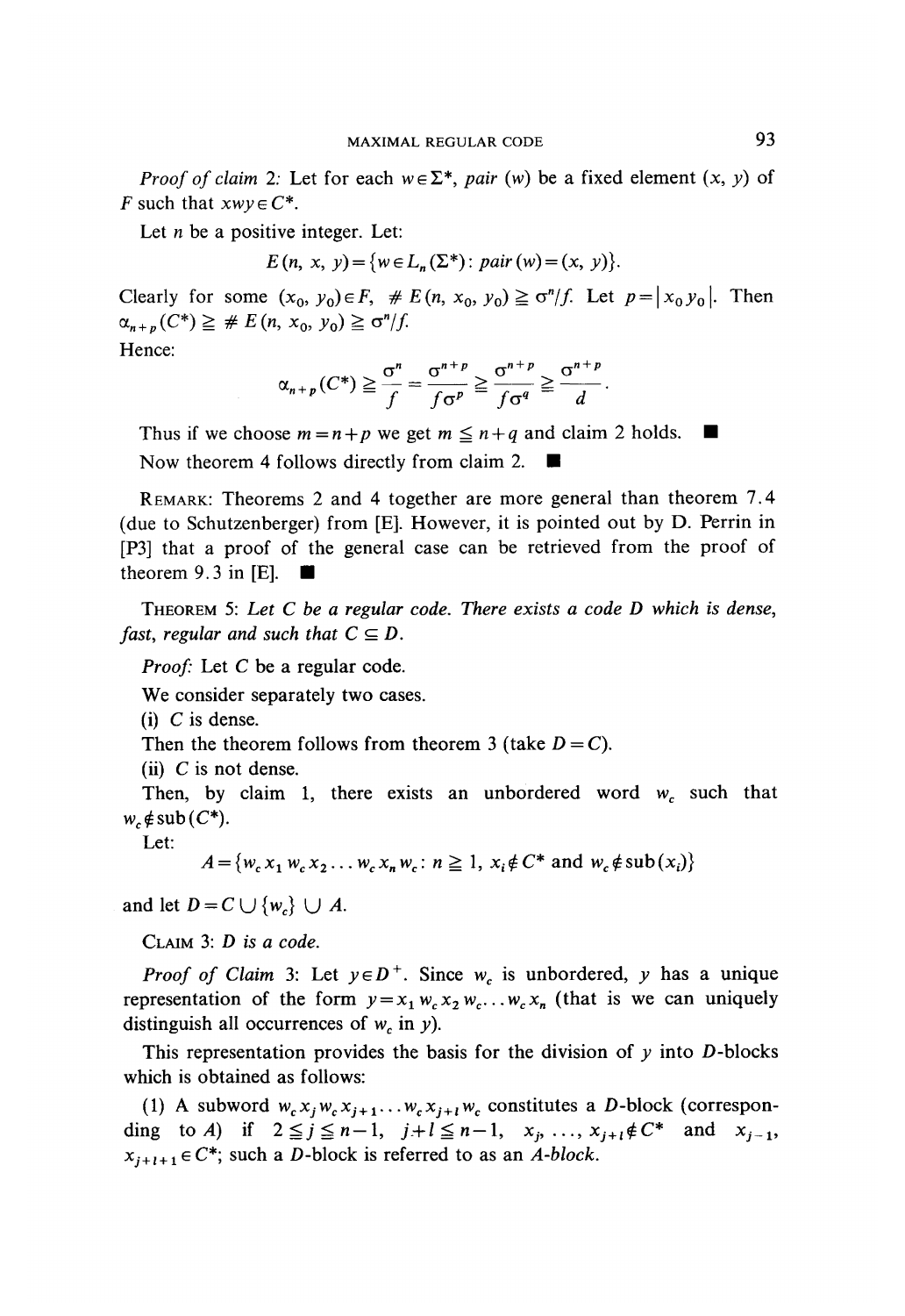*Proof of claim 2:* Let for each $w \in \Sigma^*$, *pair* $(w)$ be a fixed element $(x, y)$ of $F$ such that $xwy \in C^*$.

Let $n$ be a positive integer. Let:

$$E(n, x, y) = \{w \in L_n(\Sigma^*): pair(w) = (x, y)\}.$$

Clearly for some $(x_0, y_0) \in F$, $\# E(n, x_0, y_0) \geqq \sigma^n/f$. Let $p = |x_0 y_0|$. Then $\alpha_{n+p}(C^*) \geqq \# E(n, x_0, y_0) \geqq \sigma^n/f$.

Hence:

$$\alpha_{n+p}(C^*) \geqq \frac{\sigma^n}{f} = \frac{\sigma^{n+p}}{f\sigma^p} \geqq \frac{\sigma^{n+p}}{f\sigma^q} = \frac{\sigma^{n+p}}{d}.$$

Thus if we choose $m = n+p$ we get $m \leqq n+q$ and claim 2 holds. ∎

Now theorem 4 follows directly from claim 2. ∎

REMARK: Theorems 2 and 4 together are more general than theorem 7.4 (due to Schutzenberger) from [E]. However, it is pointed out by D. Perrin in [P3] that a proof of the general case can be retrieved from the proof of theorem 9.3 in [E]. ∎

THEOREM 5: *Let $C$ be a regular code. There exists a code $D$ which is dense, fast, regular and such that $C \subseteq D$.*

*Proof:* Let $C$ be a regular code.

We consider separately two cases.

(i) $C$ is dense.

Then the theorem follows from theorem 3 (take $D = C$).

(ii) $C$ is not dense.

Then, by claim 1, there exists an unbordered word $w_c$ such that $w_c \notin \mathrm{sub}(C^*)$.

Let:

$$A = \{w_c x_1 w_c x_2 \ldots w_c x_n w_c : n \geqq 1,\ x_i \notin C^* \text{ and } w_c \notin \mathrm{sub}(x_i)\}$$

and let $D = C \cup \{w_c\} \cup A$.

CLAIM 3: *$D$ is a code.*

*Proof of Claim 3:* Let $y \in D^+$. Since $w_c$ is unbordered, $y$ has a unique representation of the form $y = x_1 w_c x_2 w_c \ldots w_c x_n$ (that is we can uniquely distinguish all occurrences of $w_c$ in $y$).

This representation provides the basis for the division of $y$ into $D$-blocks which is obtained as follows:

(1) A subword $w_c x_j w_c x_{j+1} \ldots w_c x_{j+l} w_c$ constitutes a $D$-block (corresponding to $A$) if $2 \leqq j \leqq n-1$, $j+l \leqq n-1$, $x_j, \ldots, x_{j+l} \notin C^*$ and $x_{j-1}, x_{j+l+1} \in C^*$; such a $D$-block is referred to as an *A-block*.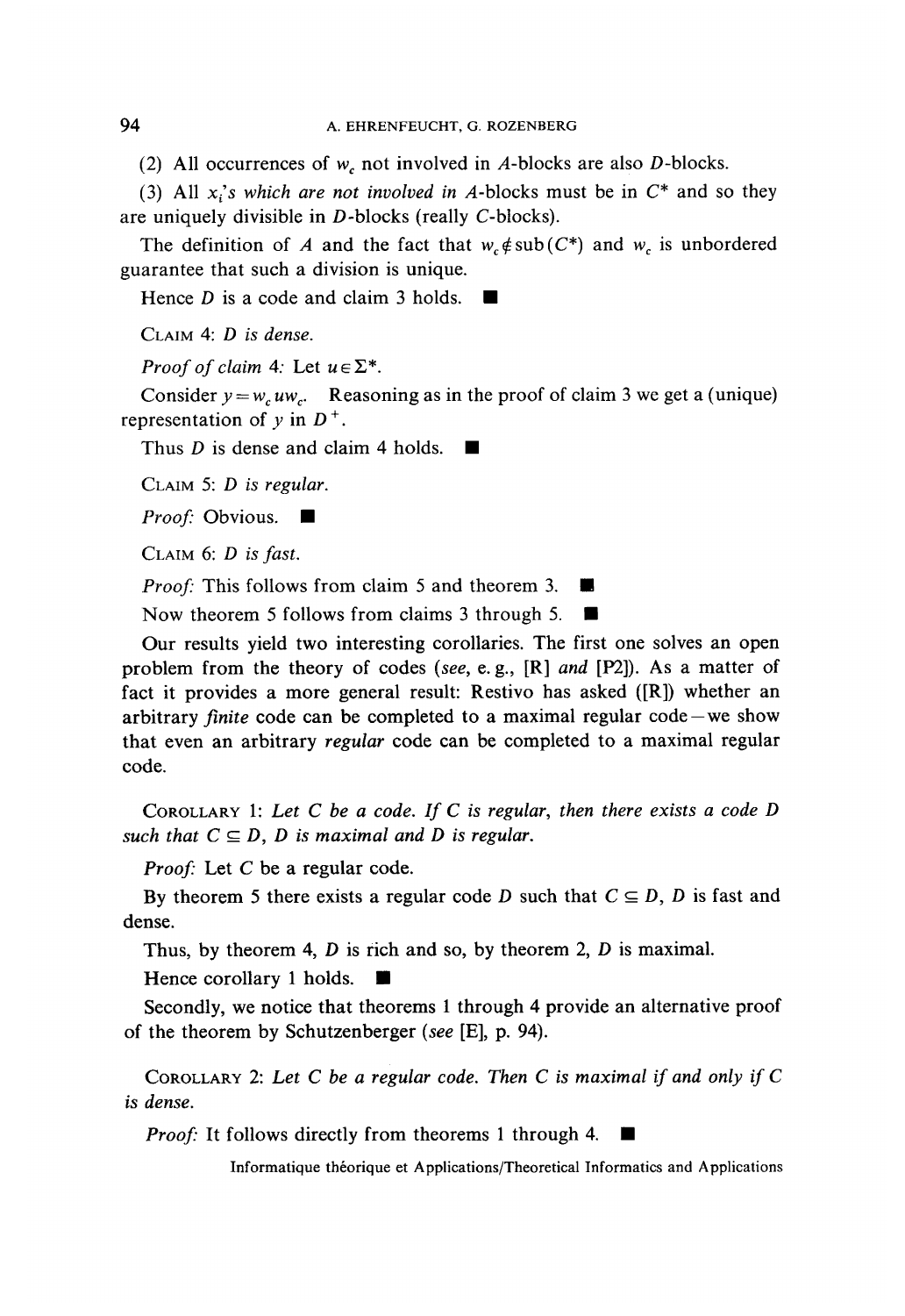(2) All occurrences of $w_c$ not involved in $A$-blocks are also $D$-blocks.

(3) All $x_i$'s *which are not involved in* $A$-blocks must be in $C^*$ and so they are uniquely divisible in $D$-blocks (really $C$-blocks).

The definition of $A$ and the fact that $w_c \notin \text{sub}(C^*)$ and $w_c$ is unbordered guarantee that such a division is unique.

Hence $D$ is a code and claim 3 holds. ■

CLAIM 4: *$D$ is dense.*

*Proof of claim* 4: Let $u \in \Sigma^*$.

Consider $y = w_c u w_c$. Reasoning as in the proof of claim 3 we get a (unique) representation of $y$ in $D^+$.

Thus $D$ is dense and claim 4 holds. ■

CLAIM 5: *$D$ is regular.*

*Proof:* Obvious. ■

CLAIM 6: *$D$ is fast.*

*Proof:* This follows from claim 5 and theorem 3. ■

Now theorem 5 follows from claims 3 through 5. ■

Our results yield two interesting corollaries. The first one solves an open problem from the theory of codes (*see*, e. g., [R] *and* [P2]). As a matter of fact it provides a more general result: Restivo has asked ([R]) whether an arbitrary *finite* code can be completed to a maximal regular code—we show that even an arbitrary *regular* code can be completed to a maximal regular code.

COROLLARY 1: *Let $C$ be a code. If $C$ is regular, then there exists a code $D$ such that $C \subseteq D$, $D$ is maximal and $D$ is regular.*

*Proof:* Let $C$ be a regular code.

By theorem 5 there exists a regular code $D$ such that $C \subseteq D$, $D$ is fast and dense.

Thus, by theorem 4, $D$ is rich and so, by theorem 2, $D$ is maximal.

Hence corollary 1 holds. ■

Secondly, we notice that theorems 1 through 4 provide an alternative proof of the theorem by Schutzenberger (*see* [E], p. 94).

COROLLARY 2: *Let $C$ be a regular code. Then $C$ is maximal if and only if $C$ is dense.*

*Proof:* It follows directly from theorems 1 through 4. ■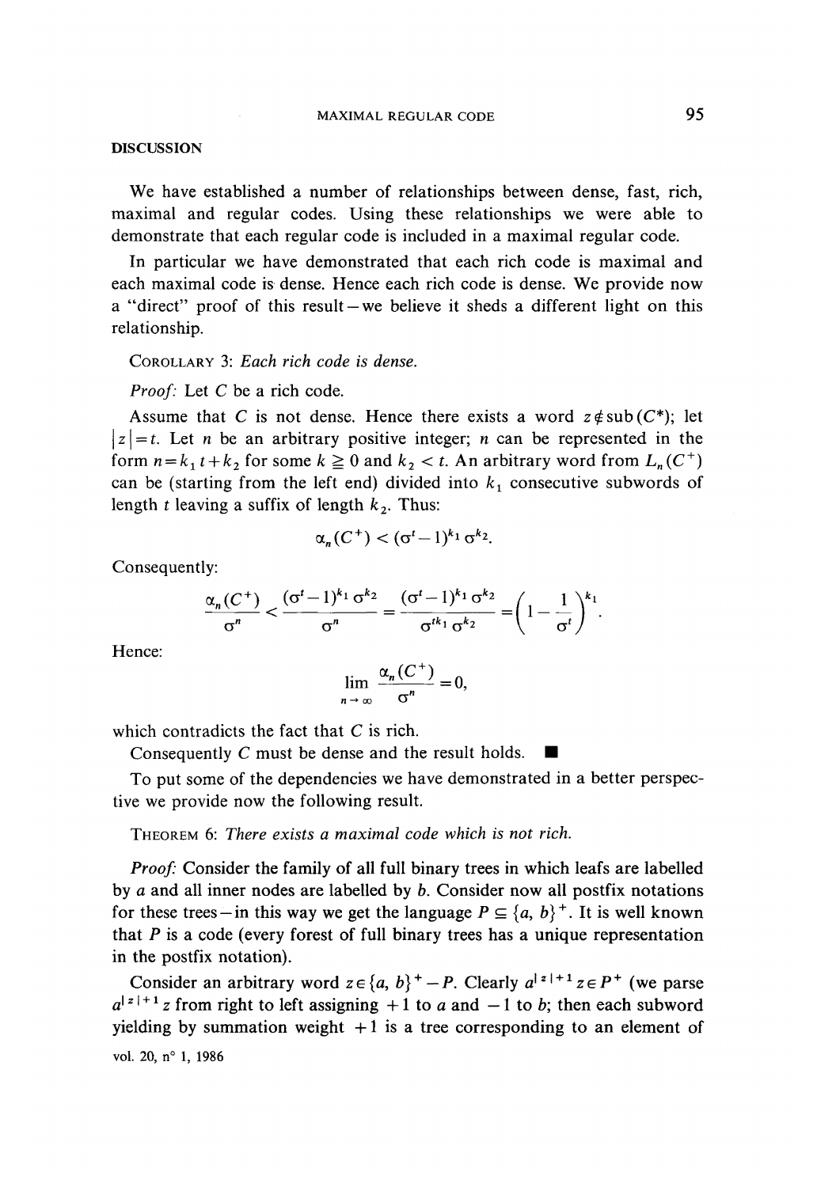## DISCUSSION

We have established a number of relationships between dense, fast, rich, maximal and regular codes. Using these relationships we were able to demonstrate that each regular code is included in a maximal regular code.

In particular we have demonstrated that each rich code is maximal and each maximal code is dense. Hence each rich code is dense. We provide now a "direct" proof of this result—we believe it sheds a different light on this relationship.

COROLLARY 3: *Each rich code is dense.*

*Proof:* Let $C$ be a rich code.

Assume that $C$ is not dense. Hence there exists a word $z \notin \mathrm{sub}(C^*)$; let $|z| = t$. Let $n$ be an arbitrary positive integer; $n$ can be represented in the form $n = k_1 t + k_2$ for some $k \geqq 0$ and $k_2 < t$. An arbitrary word from $L_n(C^+)$ can be (starting from the left end) divided into $k_1$ consecutive subwords of length $t$ leaving a suffix of length $k_2$. Thus:

$$\alpha_n(C^+) < (\sigma^t - 1)^{k_1} \sigma^{k_2}.$$

Consequently:

$$\frac{\alpha_n(C^+)}{\sigma^n} < \frac{(\sigma^t - 1)^{k_1} \sigma^{k_2}}{\sigma^n} = \frac{(\sigma^t - 1)^{k_1} \sigma^{k_2}}{\sigma^{tk_1} \sigma^{k_2}} = \left(1 - \frac{1}{\sigma^t}\right)^{k_1}.$$

Hence:

$$\lim_{n \to \infty} \frac{\alpha_n(C^+)}{\sigma^n} = 0,$$

which contradicts the fact that $C$ is rich.

Consequently $C$ must be dense and the result holds. ■

To put some of the dependencies we have demonstrated in a better perspective we provide now the following result.

THEOREM 6: *There exists a maximal code which is not rich.*

*Proof:* Consider the family of all full binary trees in which leafs are labelled by $a$ and all inner nodes are labelled by $b$. Consider now all postfix notations for these trees—in this way we get the language $P \subseteq \{a, b\}^+$. It is well known that $P$ is a code (every forest of full binary trees has a unique representation in the postfix notation).

Consider an arbitrary word $z \in \{a, b\}^+ - P$. Clearly $a^{|z|+1} z \in P^+$ (we parse $a^{|z|+1} z$ from right to left assigning $+1$ to $a$ and $-1$ to $b$; then each subword yielding by summation weight $+1$ is a tree corresponding to an element of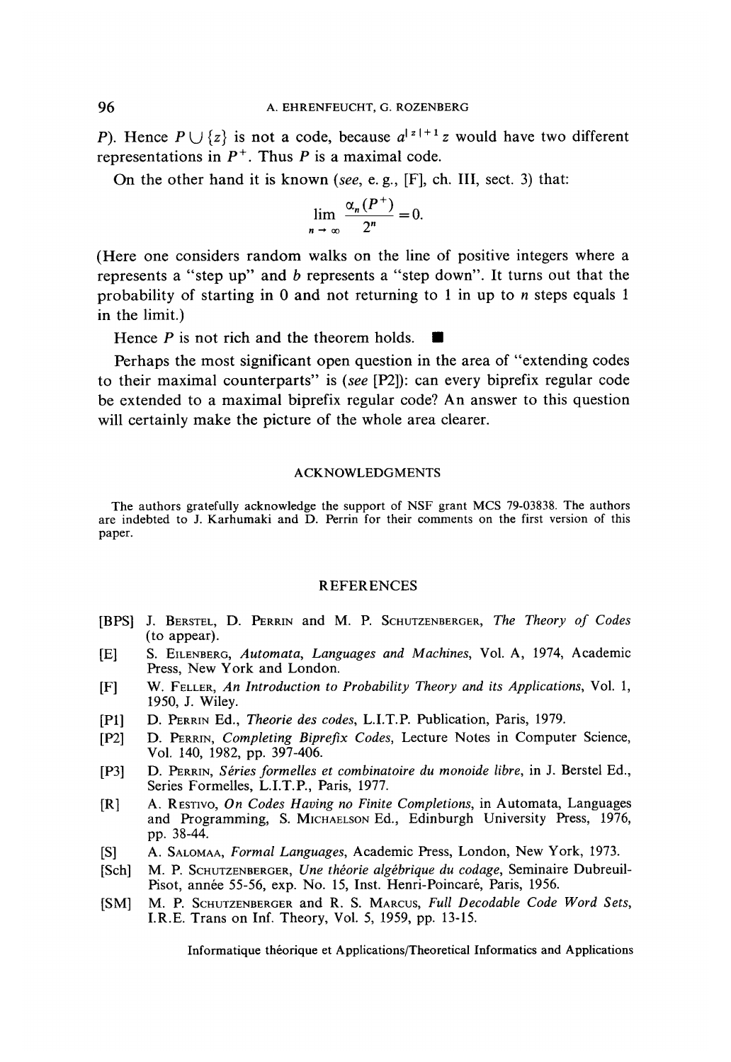P). Hence $P \cup \{z\}$ is not a code, because $a^{|z|+1} z$ would have two different representations in $P^+$. Thus $P$ is a maximal code.

On the other hand it is known (*see*, e. g., [F], ch. III, sect. 3) that:

$$\lim_{n \to \infty} \frac{\alpha_n(P^+)}{2^n} = 0.$$

(Here one considers random walks on the line of positive integers where a represents a "step up" and b represents a "step down". It turns out that the probability of starting in 0 and not returning to 1 in up to n steps equals 1 in the limit.)

Hence $P$ is not rich and the theorem holds. ∎

Perhaps the most significant open question in the area of "extending codes to their maximal counterparts" is (*see* [P2]): can every biprefix regular code be extended to a maximal biprefix regular code? An answer to this question will certainly make the picture of the whole area clearer.

## ACKNOWLEDGMENTS

The authors gratefully acknowledge the support of NSF grant MCS 79-03838. The authors are indebted to J. Karhumaki and D. Perrin for their comments on the first version of this paper.

## REFERENCES

[BPS] J. Berstel, D. Perrin and M. P. Schutzenberger, *The Theory of Codes* (to appear).

[E] S. Eilenberg, *Automata, Languages and Machines*, Vol. A, 1974, Academic Press, New York and London.

[F] W. Feller, *An Introduction to Probability Theory and its Applications*, Vol. 1, 1950, J. Wiley.

[P1] D. Perrin Ed., *Theorie des codes*, L.I.T.P. Publication, Paris, 1979.

[P2] D. Perrin, *Completing Biprefix Codes*, Lecture Notes in Computer Science, Vol. 140, 1982, pp. 397-406.

[P3] D. Perrin, *Séries formelles et combinatoire du monoide libre*, in J. Berstel Ed., Series Formelles, L.I.T.P., Paris, 1977.

[R] A. Restivo, *On Codes Having no Finite Completions*, in Automata, Languages and Programming, S. Michaelson Ed., Edinburgh University Press, 1976, pp. 38-44.

[S] A. Salomaa, *Formal Languages*, Academic Press, London, New York, 1973.

[Sch] M. P. Schutzenberger, *Une théorie algébrique du codage*, Seminaire Dubreuil-Pisot, année 55-56, exp. No. 15, Inst. Henri-Poincaré, Paris, 1956.

[SM] M. P. Schutzenberger and R. S. Marcus, *Full Decodable Code Word Sets*, I.R.E. Trans on Inf. Theory, Vol. 5, 1959, pp. 13-15.